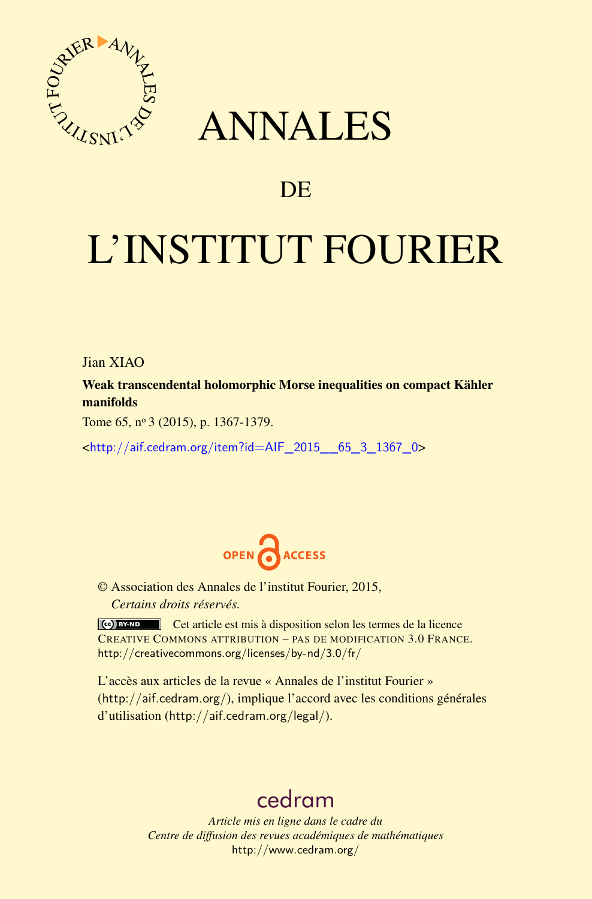# ANNALES

## DE

# L'INSTITUT FOURIER

Jian XIAO

**Weak transcendental holomorphic Morse inequalities on compact Kähler manifolds**

Tome 65, nº 3 (2015), p. 1367-1379.

<http://aif.cedram.org/item?id=AIF_2015__65_3_1367_0>

OPEN ACCESS

© Association des Annales de l'institut Fourier, 2015,
*Certains droits réservés.*

Cet article est mis à disposition selon les termes de la licence CREATIVE COMMONS ATTRIBUTION – PAS DE MODIFICATION 3.0 FRANCE.
http://creativecommons.org/licenses/by-nd/3.0/fr/

L'accès aux articles de la revue « Annales de l'institut Fourier » (http://aif.cedram.org/), implique l'accord avec les conditions générales d'utilisation (http://aif.cedram.org/legal/).

cedram

*Article mis en ligne dans le cadre du Centre de diffusion des revues académiques de mathématiques*
http://www.cedram.org/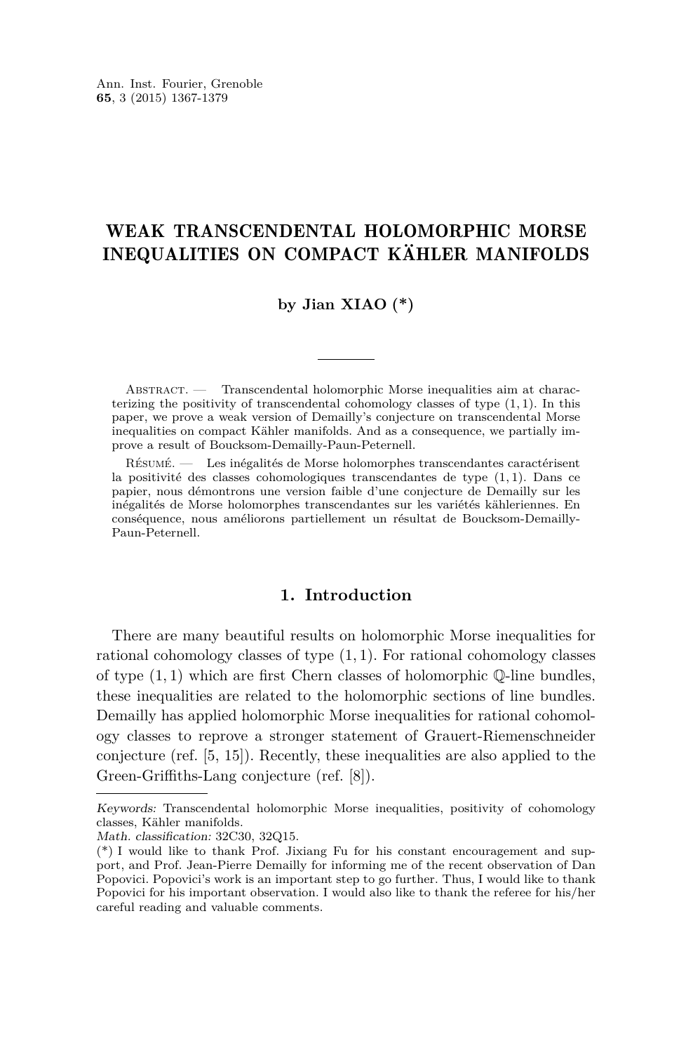# WEAK TRANSCENDENTAL HOLOMORPHIC MORSE INEQUALITIES ON COMPACT KÄHLER MANIFOLDS

**by Jian XIAO (*)**

---

Abstract. — Transcendental holomorphic Morse inequalities aim at characterizing the positivity of transcendental cohomology classes of type $(1,1)$. In this paper, we prove a weak version of Demailly's conjecture on transcendental Morse inequalities on compact Kähler manifolds. And as a consequence, we partially improve a result of Boucksom-Demailly-Paun-Peternell.

Résumé. — Les inégalités de Morse holomorphes transcendantes caractérisent la positivité des classes cohomologiques transcendantes de type $(1,1)$. Dans ce papier, nous démontrons une version faible d'une conjecture de Demailly sur les inégalités de Morse holomorphes transcendantes sur les variétés kähleriennes. En conséquence, nous améliorons partiellement un résultat de Boucksom-Demailly-Paun-Peternell.

## 1. Introduction

There are many beautiful results on holomorphic Morse inequalities for rational cohomology classes of type $(1,1)$. For rational cohomology classes of type $(1,1)$ which are first Chern classes of holomorphic $\mathbb{Q}$-line bundles, these inequalities are related to the holomorphic sections of line bundles. Demailly has applied holomorphic Morse inequalities for rational cohomology classes to reprove a stronger statement of Grauert-Riemenschneider conjecture (ref. [5, 15]). Recently, these inequalities are also applied to the Green-Griffiths-Lang conjecture (ref. [8]).

---

*Keywords:* Transcendental holomorphic Morse inequalities, positivity of cohomology classes, Kähler manifolds.

*Math. classification:* 32C30, 32Q15.

(*) I would like to thank Prof. Jixiang Fu for his constant encouragement and support, and Prof. Jean-Pierre Demailly for informing me of the recent observation of Dan Popovici. Popovici's work is an important step to go further. Thus, I would like to thank Popovici for his important observation. I would also like to thank the referee for his/her careful reading and valuable comments.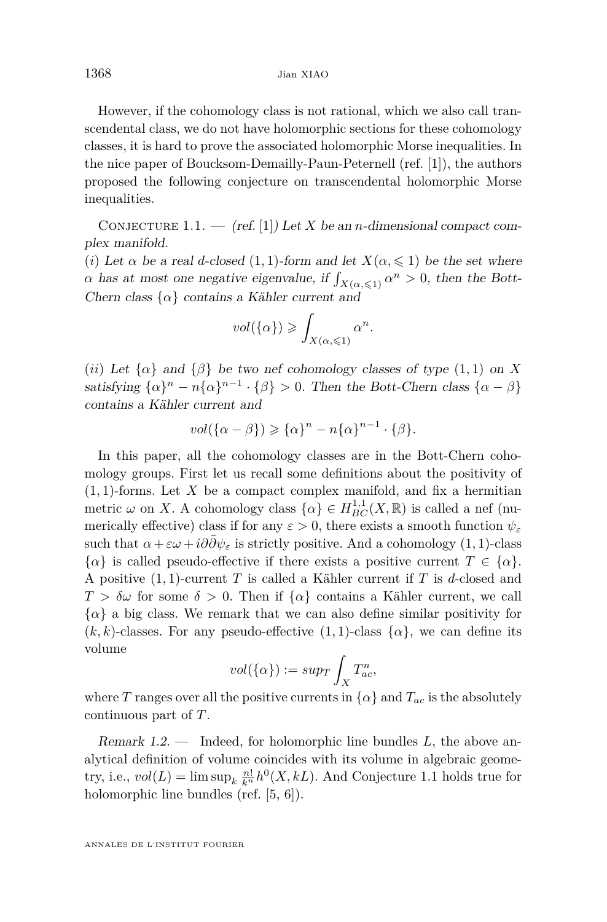However, if the cohomology class is not rational, which we also call transcendental class, we do not have holomorphic sections for these cohomology classes, it is hard to prove the associated holomorphic Morse inequalities. In the nice paper of Boucksom-Demailly-Paun-Peternell (ref. [1]), the authors proposed the following conjecture on transcendental holomorphic Morse inequalities.

Conjecture 1.1. — *(ref. [1]) Let $X$ be an $n$-dimensional compact complex manifold.*
*(i) Let $\alpha$ be a real $d$-closed $(1,1)$-form and let $X(\alpha, \leqslant 1)$ be the set where $\alpha$ has at most one negative eigenvalue, if $\int_{X(\alpha,\leqslant 1)} \alpha^n > 0$, then the Bott-Chern class $\{\alpha\}$ contains a Kähler current and*

$$vol(\{\alpha\}) \geqslant \int_{X(\alpha,\leqslant 1)} \alpha^n.$$

*(ii) Let $\{\alpha\}$ and $\{\beta\}$ be two nef cohomology classes of type $(1,1)$ on $X$ satisfying $\{\alpha\}^n - n\{\alpha\}^{n-1} \cdot \{\beta\} > 0$. Then the Bott-Chern class $\{\alpha - \beta\}$ contains a Kähler current and*

$$vol(\{\alpha - \beta\}) \geqslant \{\alpha\}^n - n\{\alpha\}^{n-1} \cdot \{\beta\}.$$

In this paper, all the cohomology classes are in the Bott-Chern cohomology groups. First let us recall some definitions about the positivity of $(1,1)$-forms. Let $X$ be a compact complex manifold, and fix a hermitian metric $\omega$ on $X$. A cohomology class $\{\alpha\} \in H^{1,1}_{BC}(X, \mathbb{R})$ is called a nef (numerically effective) class if for any $\varepsilon > 0$, there exists a smooth function $\psi_\varepsilon$ such that $\alpha + \varepsilon\omega + i\partial\bar{\partial}\psi_\varepsilon$ is strictly positive. And a cohomology $(1,1)$-class $\{\alpha\}$ is called pseudo-effective if there exists a positive current $T \in \{\alpha\}$. A positive $(1,1)$-current $T$ is called a Kähler current if $T$ is $d$-closed and $T > \delta\omega$ for some $\delta > 0$. Then if $\{\alpha\}$ contains a Kähler current, we call $\{\alpha\}$ a big class. We remark that we can also define similar positivity for $(k,k)$-classes. For any pseudo-effective $(1,1)$-class $\{\alpha\}$, we can define its volume

$$vol(\{\alpha\}) := sup_T \int_X T^n_{ac},$$

where $T$ ranges over all the positive currents in $\{\alpha\}$ and $T_{ac}$ is the absolutely continuous part of $T$.

*Remark 1.2.* — Indeed, for holomorphic line bundles $L$, the above analytical definition of volume coincides with its volume in algebraic geometry, i.e., $vol(L) = \limsup_k \frac{n!}{k^n} h^0(X, kL)$. And Conjecture 1.1 holds true for holomorphic line bundles (ref. [5, 6]).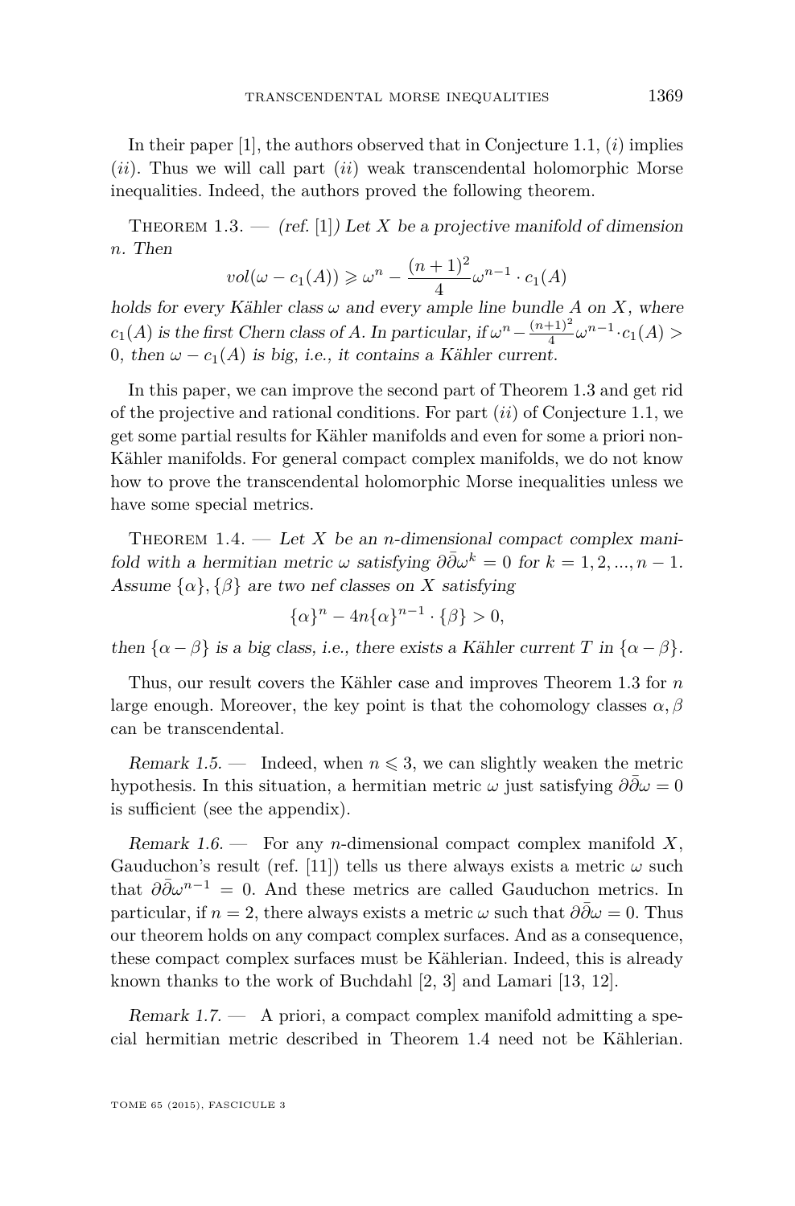In their paper [1], the authors observed that in Conjecture 1.1, $(i)$ implies $(ii)$. Thus we will call part $(ii)$ weak transcendental holomorphic Morse inequalities. Indeed, the authors proved the following theorem.

Theorem 1.3. — *(ref. [1]) Let $X$ be a projective manifold of dimension $n$. Then*

$$vol(\omega - c_1(A)) \geqslant \omega^n - \frac{(n+1)^2}{4}\omega^{n-1} \cdot c_1(A)$$

*holds for every Kähler class $\omega$ and every ample line bundle $A$ on $X$, where $c_1(A)$ is the first Chern class of $A$. In particular, if $\omega^n - \frac{(n+1)^2}{4}\omega^{n-1} \cdot c_1(A) > 0$, then $\omega - c_1(A)$ is big, i.e., it contains a Kähler current.*

In this paper, we can improve the second part of Theorem 1.3 and get rid of the projective and rational conditions. For part $(ii)$ of Conjecture 1.1, we get some partial results for Kähler manifolds and even for some a priori non-Kähler manifolds. For general compact complex manifolds, we do not know how to prove the transcendental holomorphic Morse inequalities unless we have some special metrics.

Theorem 1.4. — *Let $X$ be an $n$-dimensional compact complex manifold with a hermitian metric $\omega$ satisfying $\partial\bar{\partial}\omega^k = 0$ for $k = 1, 2, ..., n-1$. Assume $\{\alpha\}, \{\beta\}$ are two nef classes on $X$ satisfying*

$$\{\alpha\}^n - 4n\{\alpha\}^{n-1} \cdot \{\beta\} > 0,$$

*then $\{\alpha - \beta\}$ is a big class, i.e., there exists a Kähler current $T$ in $\{\alpha - \beta\}$.*

Thus, our result covers the Kähler case and improves Theorem 1.3 for $n$ large enough. Moreover, the key point is that the cohomology classes $\alpha, \beta$ can be transcendental.

*Remark 1.5.* — Indeed, when $n \leqslant 3$, we can slightly weaken the metric hypothesis. In this situation, a hermitian metric $\omega$ just satisfying $\partial\bar{\partial}\omega = 0$ is sufficient (see the appendix).

*Remark 1.6.* — For any $n$-dimensional compact complex manifold $X$, Gauduchon's result (ref. [11]) tells us there always exists a metric $\omega$ such that $\partial\bar{\partial}\omega^{n-1} = 0$. And these metrics are called Gauduchon metrics. In particular, if $n = 2$, there always exists a metric $\omega$ such that $\partial\bar{\partial}\omega = 0$. Thus our theorem holds on any compact complex surfaces. And as a consequence, these compact complex surfaces must be Kählerian. Indeed, this is already known thanks to the work of Buchdahl [2, 3] and Lamari [13, 12].

*Remark 1.7.* — A priori, a compact complex manifold admitting a special hermitian metric described in Theorem 1.4 need not be Kählerian.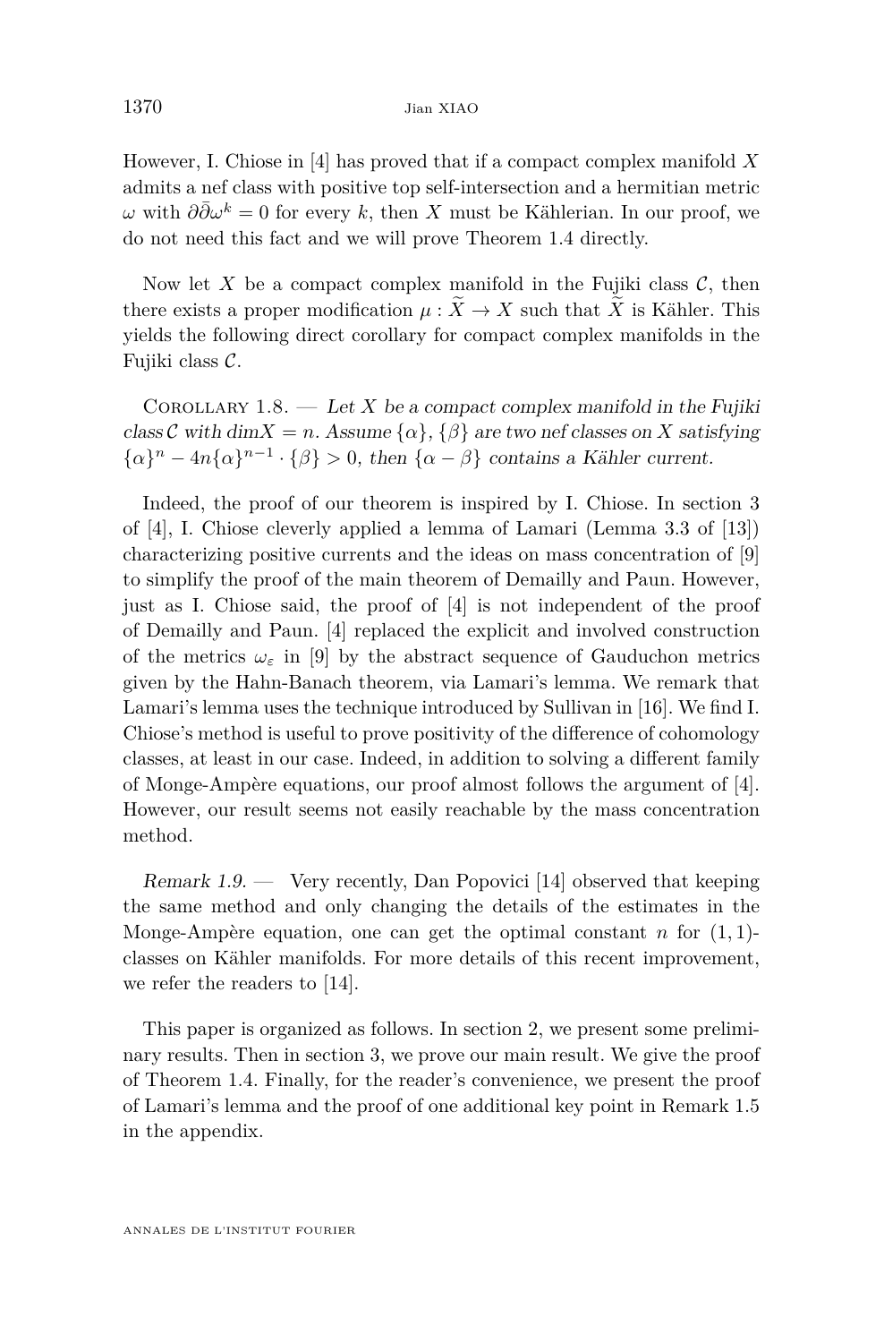However, I. Chiose in [4] has proved that if a compact complex manifold $X$ admits a nef class with positive top self-intersection and a hermitian metric $\omega$ with $\partial\bar{\partial}\omega^k = 0$ for every $k$, then $X$ must be Kählerian. In our proof, we do not need this fact and we will prove Theorem 1.4 directly.

Now let $X$ be a compact complex manifold in the Fujiki class $\mathcal{C}$, then there exists a proper modification $\mu : \widetilde{X} \to X$ such that $\widetilde{X}$ is Kähler. This yields the following direct corollary for compact complex manifolds in the Fujiki class $\mathcal{C}$.

Corollary 1.8. — *Let $X$ be a compact complex manifold in the Fujiki class $\mathcal{C}$ with $\dim X = n$. Assume $\{\alpha\}, \{\beta\}$ are two nef classes on $X$ satisfying $\{\alpha\}^n - 4n\{\alpha\}^{n-1} \cdot \{\beta\} > 0$, then $\{\alpha - \beta\}$ contains a Kähler current.*

Indeed, the proof of our theorem is inspired by I. Chiose. In section 3 of [4], I. Chiose cleverly applied a lemma of Lamari (Lemma 3.3 of [13]) characterizing positive currents and the ideas on mass concentration of [9] to simplify the proof of the main theorem of Demailly and Paun. However, just as I. Chiose said, the proof of [4] is not independent of the proof of Demailly and Paun. [4] replaced the explicit and involved construction of the metrics $\omega_\varepsilon$ in [9] by the abstract sequence of Gauduchon metrics given by the Hahn-Banach theorem, via Lamari's lemma. We remark that Lamari's lemma uses the technique introduced by Sullivan in [16]. We find I. Chiose's method is useful to prove positivity of the difference of cohomology classes, at least in our case. Indeed, in addition to solving a different family of Monge-Ampère equations, our proof almost follows the argument of [4]. However, our result seems not easily reachable by the mass concentration method.

*Remark 1.9.* — Very recently, Dan Popovici [14] observed that keeping the same method and only changing the details of the estimates in the Monge-Ampère equation, one can get the optimal constant $n$ for $(1,1)$-classes on Kähler manifolds. For more details of this recent improvement, we refer the readers to [14].

This paper is organized as follows. In section 2, we present some preliminary results. Then in section 3, we prove our main result. We give the proof of Theorem 1.4. Finally, for the reader's convenience, we present the proof of Lamari's lemma and the proof of one additional key point in Remark 1.5 in the appendix.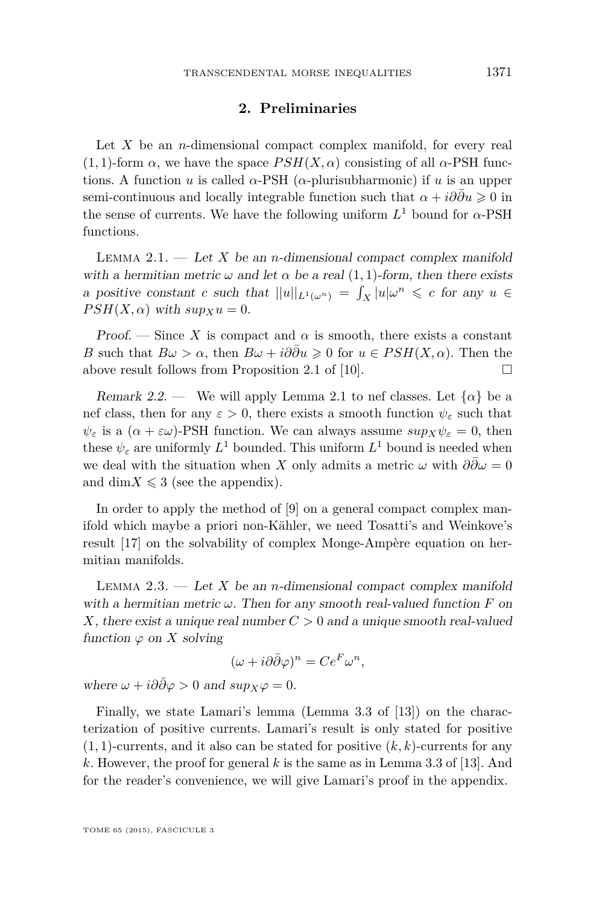## 2. Preliminaries

Let $X$ be an $n$-dimensional compact complex manifold, for every real $(1,1)$-form $\alpha$, we have the space $PSH(X,\alpha)$ consisting of all $\alpha$-PSH functions. A function $u$ is called $\alpha$-PSH ($\alpha$-plurisubharmonic) if $u$ is an upper semi-continuous and locally integrable function such that $\alpha + i\partial\bar{\partial}u \geqslant 0$ in the sense of currents. We have the following uniform $L^1$ bound for $\alpha$-PSH functions.

Lemma 2.1. — *Let $X$ be an $n$-dimensional compact complex manifold with a hermitian metric $\omega$ and let $\alpha$ be a real $(1,1)$-form, then there exists a positive constant $c$ such that $||u||_{L^1(\omega^n)} = \int_X |u|\omega^n \leqslant c$ for any $u \in PSH(X,\alpha)$ with $sup_X u = 0$.*

*Proof.* — Since $X$ is compact and $\alpha$ is smooth, there exists a constant $B$ such that $B\omega > \alpha$, then $B\omega + i\partial\bar{\partial}u \geqslant 0$ for $u \in PSH(X,\alpha)$. Then the above result follows from Proposition 2.1 of [10]. □

*Remark 2.2.* — We will apply Lemma 2.1 to nef classes. Let $\{\alpha\}$ be a nef class, then for any $\varepsilon > 0$, there exists a smooth function $\psi_\varepsilon$ such that $\psi_\varepsilon$ is a $(\alpha + \varepsilon\omega)$-PSH function. We can always assume $sup_X \psi_\varepsilon = 0$, then these $\psi_\varepsilon$ are uniformly $L^1$ bounded. This uniform $L^1$ bound is needed when we deal with the situation when $X$ only admits a metric $\omega$ with $\partial\bar{\partial}\omega = 0$ and $\dim X \leqslant 3$ (see the appendix).

In order to apply the method of [9] on a general compact complex manifold which maybe a priori non-Kähler, we need Tosatti's and Weinkove's result [17] on the solvability of complex Monge-Ampère equation on hermitian manifolds.

Lemma 2.3. — *Let $X$ be an $n$-dimensional compact complex manifold with a hermitian metric $\omega$. Then for any smooth real-valued function $F$ on $X$, there exist a unique real number $C > 0$ and a unique smooth real-valued function $\varphi$ on $X$ solving*

$$(\omega + i\partial\bar{\partial}\varphi)^n = Ce^F\omega^n,$$

*where $\omega + i\partial\bar{\partial}\varphi > 0$ and $sup_X \varphi = 0$.*

Finally, we state Lamari's lemma (Lemma 3.3 of [13]) on the characterization of positive currents. Lamari's result is only stated for positive $(1,1)$-currents, and it also can be stated for positive $(k,k)$-currents for any $k$. However, the proof for general $k$ is the same as in Lemma 3.3 of [13]. And for the reader's convenience, we will give Lamari's proof in the appendix.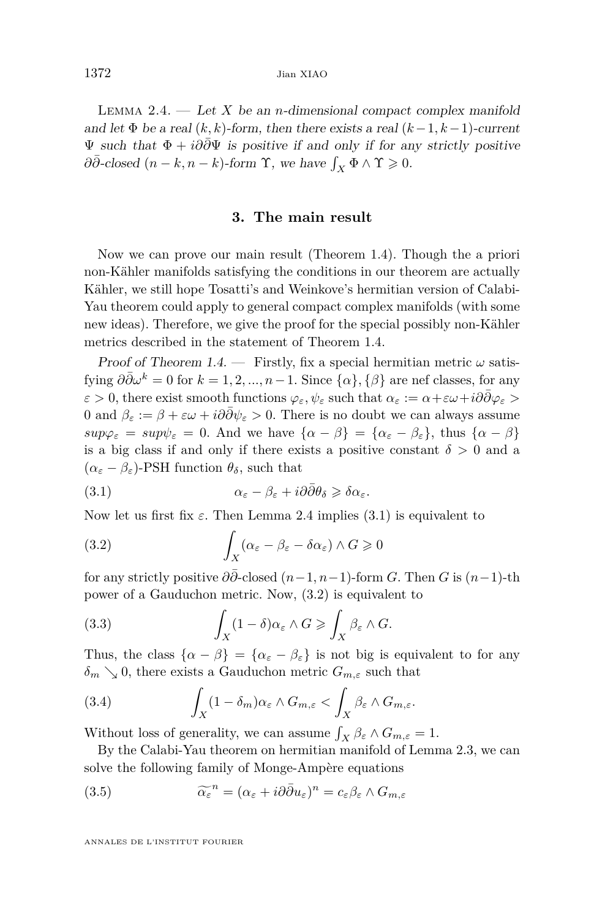Lemma 2.4. — *Let $X$ be an $n$-dimensional compact complex manifold and let $\Phi$ be a real $(k,k)$-form, then there exists a real $(k-1,k-1)$-current $\Psi$ such that $\Phi + i\partial\bar{\partial}\Psi$ is positive if and only if for any strictly positive $\partial\bar{\partial}$-closed $(n-k,n-k)$-form $\Upsilon$, we have $\int_X \Phi \wedge \Upsilon \geqslant 0$.*

## 3. The main result

Now we can prove our main result (Theorem 1.4). Though the a priori non-Kähler manifolds satisfying the conditions in our theorem are actually Kähler, we still hope Tosatti's and Weinkove's hermitian version of Calabi-Yau theorem could apply to general compact complex manifolds (with some new ideas). Therefore, we give the proof for the special possibly non-Kähler metrics described in the statement of Theorem 1.4.

*Proof of Theorem 1.4.* — Firstly, fix a special hermitian metric $\omega$ satisfying $\partial\bar{\partial}\omega^k = 0$ for $k = 1, 2, ..., n-1$. Since $\{\alpha\}, \{\beta\}$ are nef classes, for any $\varepsilon > 0$, there exist smooth functions $\varphi_\varepsilon, \psi_\varepsilon$ such that $\alpha_\varepsilon := \alpha + \varepsilon\omega + i\partial\bar{\partial}\varphi_\varepsilon > 0$ and $\beta_\varepsilon := \beta + \varepsilon\omega + i\partial\bar{\partial}\psi_\varepsilon > 0$. There is no doubt we can always assume $sup\varphi_\varepsilon = sup\psi_\varepsilon = 0$. And we have $\{\alpha - \beta\} = \{\alpha_\varepsilon - \beta_\varepsilon\}$, thus $\{\alpha - \beta\}$ is a big class if and only if there exists a positive constant $\delta > 0$ and a $(\alpha_\varepsilon - \beta_\varepsilon)$-PSH function $\theta_\delta$, such that

$$\alpha_\varepsilon - \beta_\varepsilon + i\partial\bar{\partial}\theta_\delta \geqslant \delta\alpha_\varepsilon. \tag{3.1}$$

Now let us first fix $\varepsilon$. Then Lemma 2.4 implies (3.1) is equivalent to

$$\int_X (\alpha_\varepsilon - \beta_\varepsilon - \delta\alpha_\varepsilon) \wedge G \geqslant 0 \tag{3.2}$$

for any strictly positive $\partial\bar{\partial}$-closed $(n-1,n-1)$-form $G$. Then $G$ is $(n-1)$-th power of a Gauduchon metric. Now, (3.2) is equivalent to

$$\int_X (1-\delta)\alpha_\varepsilon \wedge G \geqslant \int_X \beta_\varepsilon \wedge G. \tag{3.3}$$

Thus, the class $\{\alpha - \beta\} = \{\alpha_\varepsilon - \beta_\varepsilon\}$ is not big is equivalent to for any $\delta_m \searrow 0$, there exists a Gauduchon metric $G_{m,\varepsilon}$ such that

$$\int_X (1-\delta_m)\alpha_\varepsilon \wedge G_{m,\varepsilon} < \int_X \beta_\varepsilon \wedge G_{m,\varepsilon}. \tag{3.4}$$

Without loss of generality, we can assume $\int_X \beta_\varepsilon \wedge G_{m,\varepsilon} = 1$.

By the Calabi-Yau theorem on hermitian manifold of Lemma 2.3, we can solve the following family of Monge-Ampère equations

$$\widetilde{\alpha_\varepsilon}^n = (\alpha_\varepsilon + i\partial\bar{\partial}u_\varepsilon)^n = c_\varepsilon \beta_\varepsilon \wedge G_{m,\varepsilon} \tag{3.5}$$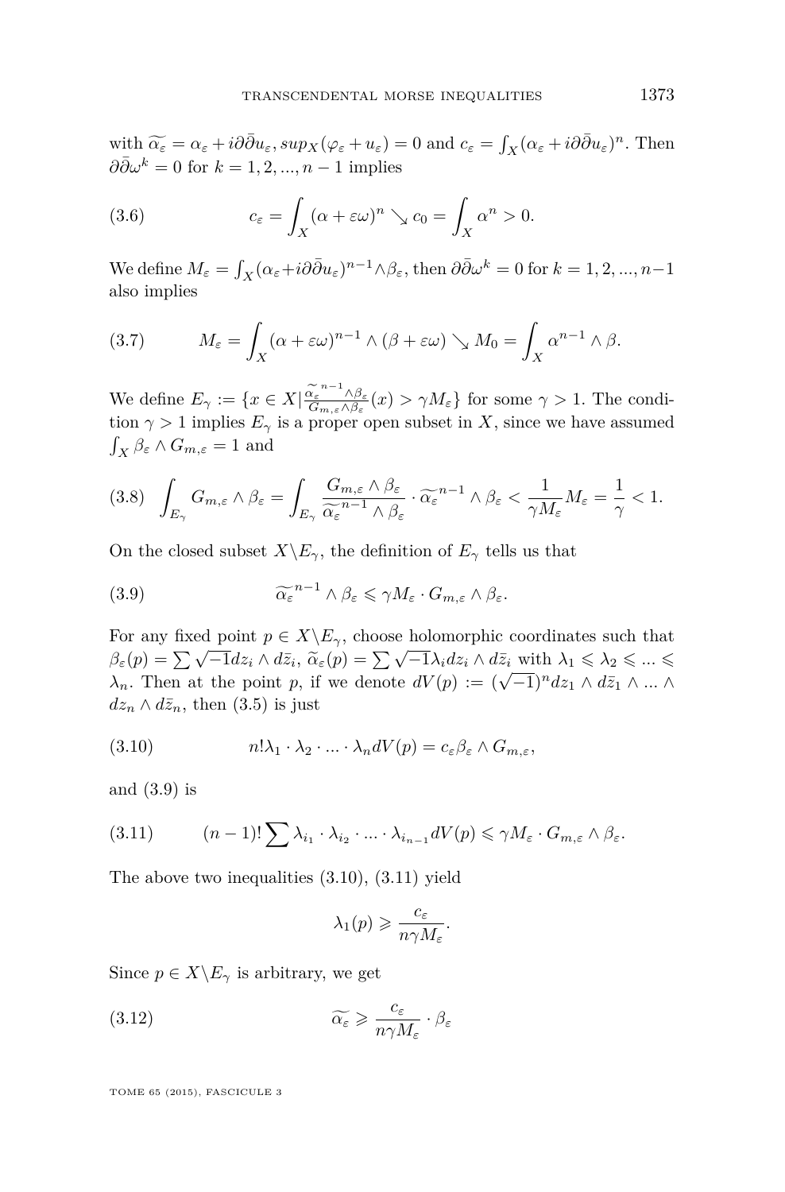with $\widetilde{\alpha_\varepsilon} = \alpha_\varepsilon + i\partial\bar{\partial} u_\varepsilon, sup_X(\varphi_\varepsilon + u_\varepsilon) = 0$ and $c_\varepsilon = \int_X (\alpha_\varepsilon + i\partial\bar{\partial} u_\varepsilon)^n$. Then $\partial\bar{\partial}\omega^k = 0$ for $k = 1, 2, ..., n-1$ implies

$$c_\varepsilon = \int_X (\alpha + \varepsilon\omega)^n \searrow c_0 = \int_X \alpha^n > 0. \tag{3.6}$$

We define $M_\varepsilon = \int_X (\alpha_\varepsilon + i\partial\bar{\partial} u_\varepsilon)^{n-1} \wedge \beta_\varepsilon$, then $\partial\bar{\partial}\omega^k = 0$ for $k = 1, 2, ..., n-1$ also implies

$$M_\varepsilon = \int_X (\alpha + \varepsilon\omega)^{n-1} \wedge (\beta + \varepsilon\omega) \searrow M_0 = \int_X \alpha^{n-1} \wedge \beta. \tag{3.7}$$

We define $E_\gamma := \{x \in X | \frac{\widetilde{\alpha_\varepsilon}^{n-1} \wedge \beta_\varepsilon}{G_{m,\varepsilon} \wedge \beta_\varepsilon}(x) > \gamma M_\varepsilon\}$ for some $\gamma > 1$. The condition $\gamma > 1$ implies $E_\gamma$ is a proper open subset in $X$, since we have assumed $\int_X \beta_\varepsilon \wedge G_{m,\varepsilon} = 1$ and

$$\int_{E_\gamma} G_{m,\varepsilon} \wedge \beta_\varepsilon = \int_{E_\gamma} \frac{G_{m,\varepsilon} \wedge \beta_\varepsilon}{\widetilde{\alpha_\varepsilon}^{n-1} \wedge \beta_\varepsilon} \cdot \widetilde{\alpha_\varepsilon}^{n-1} \wedge \beta_\varepsilon < \frac{1}{\gamma M_\varepsilon} M_\varepsilon = \frac{1}{\gamma} < 1. \tag{3.8}$$

On the closed subset $X \backslash E_\gamma$, the definition of $E_\gamma$ tells us that

$$\widetilde{\alpha_\varepsilon}^{n-1} \wedge \beta_\varepsilon \leqslant \gamma M_\varepsilon \cdot G_{m,\varepsilon} \wedge \beta_\varepsilon. \tag{3.9}$$

For any fixed point $p \in X \backslash E_\gamma$, choose holomorphic coordinates such that $\beta_\varepsilon(p) = \sum \sqrt{-1} dz_i \wedge d\bar{z}_i$, $\widetilde{\alpha}_\varepsilon(p) = \sum \sqrt{-1}\lambda_i dz_i \wedge d\bar{z}_i$ with $\lambda_1 \leqslant \lambda_2 \leqslant ... \leqslant \lambda_n$. Then at the point $p$, if we denote $dV(p) := (\sqrt{-1})^n dz_1 \wedge d\bar{z}_1 \wedge ... \wedge dz_n \wedge d\bar{z}_n$, then (3.5) is just

$$n! \lambda_1 \cdot \lambda_2 \cdot ... \cdot \lambda_n dV(p) = c_\varepsilon \beta_\varepsilon \wedge G_{m,\varepsilon}, \tag{3.10}$$

and (3.9) is

$$(n-1)! \sum \lambda_{i_1} \cdot \lambda_{i_2} \cdot ... \cdot \lambda_{i_{n-1}} dV(p) \leqslant \gamma M_\varepsilon \cdot G_{m,\varepsilon} \wedge \beta_\varepsilon. \tag{3.11}$$

The above two inequalities (3.10), (3.11) yield

$$\lambda_1(p) \geqslant \frac{c_\varepsilon}{n\gamma M_\varepsilon}.$$

Since $p \in X \backslash E_\gamma$ is arbitrary, we get

$$\widetilde{\alpha_\varepsilon} \geqslant \frac{c_\varepsilon}{n\gamma M_\varepsilon} \cdot \beta_\varepsilon \tag{3.12}$$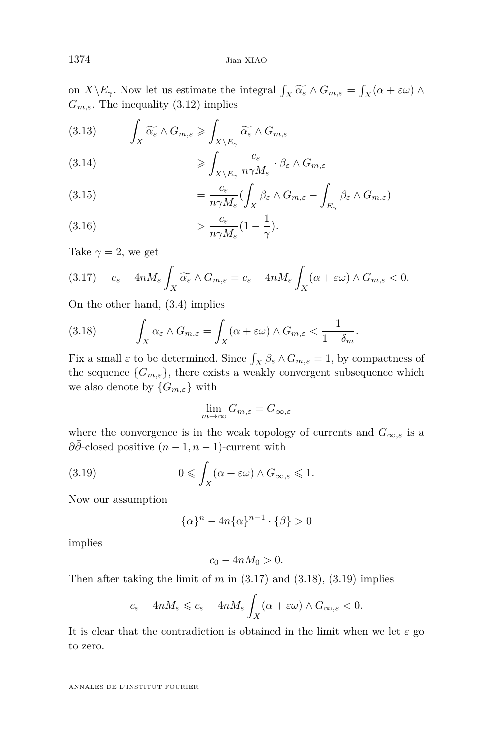on $X\backslash E_\gamma$. Now let us estimate the integral $\int_X \widetilde{\alpha_\varepsilon} \wedge G_{m,\varepsilon} = \int_X (\alpha + \varepsilon\omega) \wedge G_{m,\varepsilon}$. The inequality (3.12) implies

$$\int_X \widetilde{\alpha_\varepsilon} \wedge G_{m,\varepsilon} \geqslant \int_{X\backslash E_\gamma} \widetilde{\alpha_\varepsilon} \wedge G_{m,\varepsilon} \tag{3.13}$$

$$\geqslant \int_{X\backslash E_\gamma} \frac{c_\varepsilon}{n\gamma M_\varepsilon} \cdot \beta_\varepsilon \wedge G_{m,\varepsilon} \tag{3.14}$$

$$= \frac{c_\varepsilon}{n\gamma M_\varepsilon} \left(\int_X \beta_\varepsilon \wedge G_{m,\varepsilon} - \int_{E_\gamma} \beta_\varepsilon \wedge G_{m,\varepsilon}\right) \tag{3.15}$$

$$> \frac{c_\varepsilon}{n\gamma M_\varepsilon}\left(1 - \frac{1}{\gamma}\right). \tag{3.16}$$

Take $\gamma = 2$, we get

$$c_\varepsilon - 4nM_\varepsilon \int_X \widetilde{\alpha_\varepsilon} \wedge G_{m,\varepsilon} = c_\varepsilon - 4nM_\varepsilon \int_X (\alpha + \varepsilon\omega) \wedge G_{m,\varepsilon} < 0. \tag{3.17}$$

On the other hand, (3.4) implies

$$\int_X \alpha_\varepsilon \wedge G_{m,\varepsilon} = \int_X (\alpha + \varepsilon\omega) \wedge G_{m,\varepsilon} < \frac{1}{1 - \delta_m}. \tag{3.18}$$

Fix a small $\varepsilon$ to be determined. Since $\int_X \beta_\varepsilon \wedge G_{m,\varepsilon} = 1$, by compactness of the sequence $\{G_{m,\varepsilon}\}$, there exists a weakly convergent subsequence which we also denote by $\{G_{m,\varepsilon}\}$ with

$$\lim_{m\to\infty} G_{m,\varepsilon} = G_{\infty,\varepsilon}$$

where the convergence is in the weak topology of currents and $G_{\infty,\varepsilon}$ is a $\partial\bar{\partial}$-closed positive $(n-1, n-1)$-current with

$$0 \leqslant \int_X (\alpha + \varepsilon\omega) \wedge G_{\infty,\varepsilon} \leqslant 1. \tag{3.19}$$

Now our assumption

$$\{\alpha\}^n - 4n\{\alpha\}^{n-1} \cdot \{\beta\} > 0$$

implies

$$c_0 - 4nM_0 > 0.$$

Then after taking the limit of $m$ in (3.17) and (3.18), (3.19) implies

$$c_\varepsilon - 4nM_\varepsilon \leqslant c_\varepsilon - 4nM_\varepsilon \int_X (\alpha + \varepsilon\omega) \wedge G_{\infty,\varepsilon} < 0.$$

It is clear that the contradiction is obtained in the limit when we let $\varepsilon$ go to zero.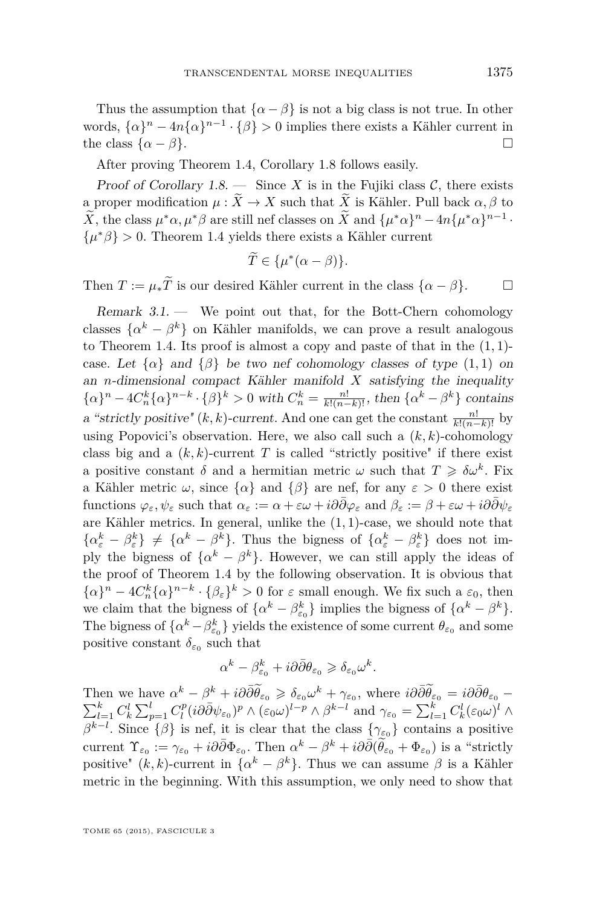Thus the assumption that $\{\alpha - \beta\}$ is not a big class is not true. In other words, $\{\alpha\}^n - 4n\{\alpha\}^{n-1} \cdot \{\beta\} > 0$ implies there exists a Kähler current in the class $\{\alpha - \beta\}$. □

After proving Theorem 1.4, Corollary 1.8 follows easily.

*Proof of Corollary 1.8.* — Since $X$ is in the Fujiki class $\mathcal{C}$, there exists a proper modification $\mu : \widetilde{X} \to X$ such that $\widetilde{X}$ is Kähler. Pull back $\alpha, \beta$ to $\widetilde{X}$, the class $\mu^*\alpha, \mu^*\beta$ are still nef classes on $\widetilde{X}$ and $\{\mu^*\alpha\}^n - 4n\{\mu^*\alpha\}^{n-1} \cdot \{\mu^*\beta\} > 0$. Theorem 1.4 yields there exists a Kähler current

$$\widetilde{T} \in \{\mu^*(\alpha - \beta)\}.$$

Then $T := \mu_*\widetilde{T}$ is our desired Kähler current in the class $\{\alpha - \beta\}$. □

*Remark 3.1.* — We point out that, for the Bott-Chern cohomology classes $\{\alpha^k - \beta^k\}$ on Kähler manifolds, we can prove a result analogous to Theorem 1.4. Its proof is almost a copy and paste of that in the $(1,1)$-case. *Let $\{\alpha\}$ and $\{\beta\}$ be two nef cohomology classes of type $(1,1)$ on an $n$-dimensional compact Kähler manifold $X$ satisfying the inequality $\{\alpha\}^n - 4C_n^k\{\alpha\}^{n-k} \cdot \{\beta\}^k > 0$ with $C_n^k = \frac{n!}{k!(n-k)!}$, then $\{\alpha^k - \beta^k\}$ contains a "strictly positive" $(k,k)$-current.* And one can get the constant $\frac{n!}{k!(n-k)!}$ by using Popovici's observation. Here, we also call such a $(k,k)$-cohomology class big and a $(k,k)$-current $T$ is called "strictly positive" if there exist a positive constant $\delta$ and a hermitian metric $\omega$ such that $T \geqslant \delta\omega^k$. Fix a Kähler metric $\omega$, since $\{\alpha\}$ and $\{\beta\}$ are nef, for any $\varepsilon > 0$ there exist functions $\varphi_\varepsilon, \psi_\varepsilon$ such that $\alpha_\varepsilon := \alpha + \varepsilon\omega + i\partial\bar{\partial}\varphi_\varepsilon$ and $\beta_\varepsilon := \beta + \varepsilon\omega + i\partial\bar{\partial}\psi_\varepsilon$ are Kähler metrics. In general, unlike the $(1,1)$-case, we should note that $\{\alpha_\varepsilon^k - \beta_\varepsilon^k\} \neq \{\alpha^k - \beta^k\}$. Thus the bigness of $\{\alpha_\varepsilon^k - \beta_\varepsilon^k\}$ does not imply the bigness of $\{\alpha^k - \beta^k\}$. However, we can still apply the ideas of the proof of Theorem 1.4 by the following observation. It is obvious that $\{\alpha\}^n - 4C_n^k\{\alpha\}^{n-k} \cdot \{\beta_\varepsilon\}^k > 0$ for $\varepsilon$ small enough. We fix such a $\varepsilon_0$, then we claim that the bigness of $\{\alpha^k - \beta_{\varepsilon_0}^k\}$ implies the bigness of $\{\alpha^k - \beta^k\}$. The bigness of $\{\alpha^k - \beta_{\varepsilon_0}^k\}$ yields the existence of some current $\theta_{\varepsilon_0}$ and some positive constant $\delta_{\varepsilon_0}$ such that

$$\alpha^k - \beta_{\varepsilon_0}^k + i\partial\bar{\partial}\theta_{\varepsilon_0} \geqslant \delta_{\varepsilon_0}\omega^k.$$

Then we have $\alpha^k - \beta^k + i\partial\bar{\partial}\widetilde{\theta}_{\varepsilon_0} \geqslant \delta_{\varepsilon_0}\omega^k + \gamma_{\varepsilon_0}$, where $i\partial\bar{\partial}\widetilde{\theta}_{\varepsilon_0} = i\partial\bar{\partial}\theta_{\varepsilon_0} - \sum_{l=1}^k C_k^l \sum_{p=1}^l C_l^p (i\partial\bar{\partial}\psi_{\varepsilon_0})^p \wedge (\varepsilon_0\omega)^{l-p} \wedge \beta^{k-l}$ and $\gamma_{\varepsilon_0} = \sum_{l=1}^k C_k^l (\varepsilon_0\omega)^l \wedge \beta^{k-l}$. Since $\{\beta\}$ is nef, it is clear that the class $\{\gamma_{\varepsilon_0}\}$ contains a positive current $\Upsilon_{\varepsilon_0} := \gamma_{\varepsilon_0} + i\partial\bar{\partial}\Phi_{\varepsilon_0}$. Then $\alpha^k - \beta^k + i\partial\bar{\partial}(\widetilde{\theta}_{\varepsilon_0} + \Phi_{\varepsilon_0})$ is a "strictly positive" $(k,k)$-current in $\{\alpha^k - \beta^k\}$. Thus we can assume $\beta$ is a Kähler metric in the beginning. With this assumption, we only need to show that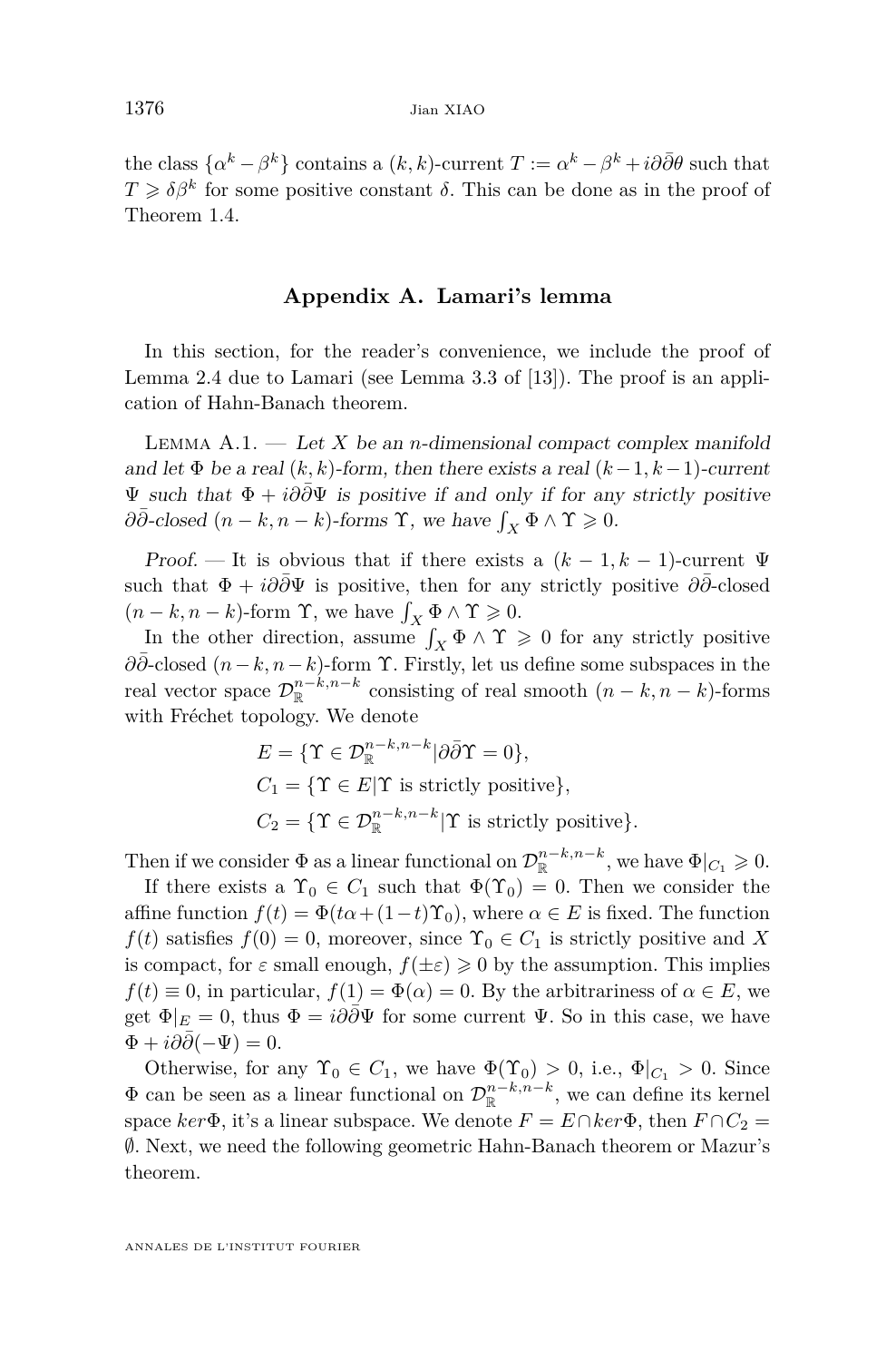the class $\{\alpha^k - \beta^k\}$ contains a $(k,k)$-current $T := \alpha^k - \beta^k + i\partial\bar{\partial}\theta$ such that $T \geqslant \delta\beta^k$ for some positive constant $\delta$. This can be done as in the proof of Theorem 1.4.

## Appendix A. Lamari's lemma

In this section, for the reader's convenience, we include the proof of Lemma 2.4 due to Lamari (see Lemma 3.3 of [13]). The proof is an application of Hahn-Banach theorem.

Lemma A.1. — *Let $X$ be an $n$-dimensional compact complex manifold and let $\Phi$ be a real $(k,k)$-form, then there exists a real $(k-1,k-1)$-current $\Psi$ such that $\Phi + i\partial\bar{\partial}\Psi$ is positive if and only if for any strictly positive $\partial\bar{\partial}$-closed $(n-k,n-k)$-forms $\Upsilon$, we have $\int_X \Phi \wedge \Upsilon \geqslant 0$.*

*Proof.* — It is obvious that if there exists a $(k-1,k-1)$-current $\Psi$ such that $\Phi + i\partial\bar{\partial}\Psi$ is positive, then for any strictly positive $\partial\bar{\partial}$-closed $(n-k,n-k)$-form $\Upsilon$, we have $\int_X \Phi \wedge \Upsilon \geqslant 0$.

In the other direction, assume $\int_X \Phi \wedge \Upsilon \geqslant 0$ for any strictly positive $\partial\bar{\partial}$-closed $(n-k,n-k)$-form $\Upsilon$. Firstly, let us define some subspaces in the real vector space $\mathcal{D}_{\mathbb{R}}^{n-k,n-k}$ consisting of real smooth $(n-k,n-k)$-forms with Fréchet topology. We denote

$$
\begin{aligned}
E &= \{\Upsilon \in \mathcal{D}_{\mathbb{R}}^{n-k,n-k} | \partial\bar{\partial}\Upsilon = 0\},\\
C_1 &= \{\Upsilon \in E | \Upsilon \text{ is strictly positive}\},\\
C_2 &= \{\Upsilon \in \mathcal{D}_{\mathbb{R}}^{n-k,n-k} | \Upsilon \text{ is strictly positive}\}.
\end{aligned}
$$

Then if we consider $\Phi$ as a linear functional on $\mathcal{D}_{\mathbb{R}}^{n-k,n-k}$, we have $\Phi|_{C_1} \geqslant 0$.

If there exists a $\Upsilon_0 \in C_1$ such that $\Phi(\Upsilon_0) = 0$. Then we consider the affine function $f(t) = \Phi(t\alpha + (1-t)\Upsilon_0)$, where $\alpha \in E$ is fixed. The function $f(t)$ satisfies $f(0) = 0$, moreover, since $\Upsilon_0 \in C_1$ is strictly positive and $X$ is compact, for $\varepsilon$ small enough, $f(\pm\varepsilon) \geqslant 0$ by the assumption. This implies $f(t) \equiv 0$, in particular, $f(1) = \Phi(\alpha) = 0$. By the arbitrariness of $\alpha \in E$, we get $\Phi|_E = 0$, thus $\Phi = i\partial\bar{\partial}\Psi$ for some current $\Psi$. So in this case, we have $\Phi + i\partial\bar{\partial}(-\Psi) = 0$.

Otherwise, for any $\Upsilon_0 \in C_1$, we have $\Phi(\Upsilon_0) > 0$, i.e., $\Phi|_{C_1} > 0$. Since $\Phi$ can be seen as a linear functional on $\mathcal{D}_{\mathbb{R}}^{n-k,n-k}$, we can define its kernel space $ker\Phi$, it's a linear subspace. We denote $F = E \cap ker\Phi$, then $F \cap C_2 = \emptyset$. Next, we need the following geometric Hahn-Banach theorem or Mazur's theorem.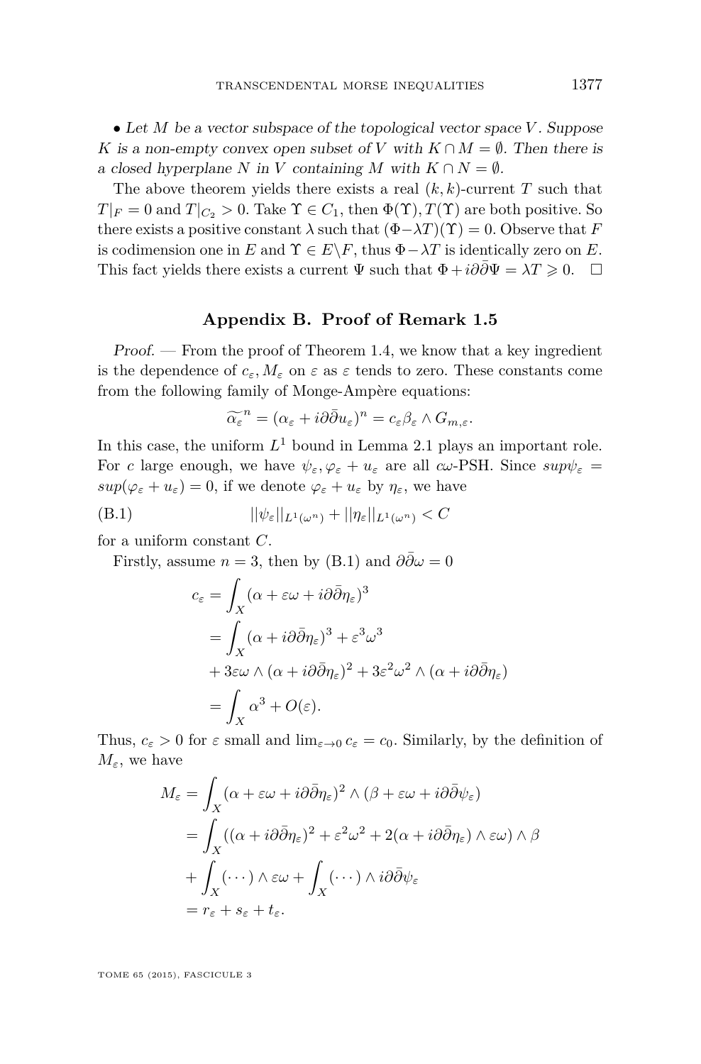• *Let $M$ be a vector subspace of the topological vector space $V$. Suppose $K$ is a non-empty convex open subset of $V$ with $K \cap M = \emptyset$. Then there is a closed hyperplane $N$ in $V$ containing $M$ with $K \cap N = \emptyset$.*

The above theorem yields there exists a real $(k,k)$-current $T$ such that $T|_F = 0$ and $T|_{C_2} > 0$. Take $\Upsilon \in C_1$, then $\Phi(\Upsilon), T(\Upsilon)$ are both positive. So there exists a positive constant $\lambda$ such that $(\Phi - \lambda T)(\Upsilon) = 0$. Observe that $F$ is codimension one in $E$ and $\Upsilon \in E \backslash F$, thus $\Phi - \lambda T$ is identically zero on $E$. This fact yields there exists a current $\Psi$ such that $\Phi + i\partial\bar{\partial}\Psi = \lambda T \geqslant 0$. $\square$

## Appendix B. Proof of Remark 1.5

*Proof.* — From the proof of Theorem 1.4, we know that a key ingredient is the dependence of $c_\varepsilon, M_\varepsilon$ on $\varepsilon$ as $\varepsilon$ tends to zero. These constants come from the following family of Monge-Ampère equations:

$$\widetilde{\alpha_\varepsilon}^n = (\alpha_\varepsilon + i\partial\bar{\partial}u_\varepsilon)^n = c_\varepsilon \beta_\varepsilon \wedge G_{m,\varepsilon}.$$

In this case, the uniform $L^1$ bound in Lemma 2.1 plays an important role. For $c$ large enough, we have $\psi_\varepsilon, \varphi_\varepsilon + u_\varepsilon$ are all $c\omega$-PSH. Since $sup\psi_\varepsilon = sup(\varphi_\varepsilon + u_\varepsilon) = 0$, if we denote $\varphi_\varepsilon + u_\varepsilon$ by $\eta_\varepsilon$, we have

$$||\psi_\varepsilon||_{L^1(\omega^n)} + ||\eta_\varepsilon||_{L^1(\omega^n)} < C \tag{B.1}$$

for a uniform constant $C$.

Firstly, assume $n = 3$, then by (B.1) and $\partial\bar{\partial}\omega = 0$

$$\begin{aligned}
c_\varepsilon &= \int_X (\alpha + \varepsilon\omega + i\partial\bar{\partial}\eta_\varepsilon)^3 \\
&= \int_X (\alpha + i\partial\bar{\partial}\eta_\varepsilon)^3 + \varepsilon^3\omega^3 \\
&\quad + 3\varepsilon\omega \wedge (\alpha + i\partial\bar{\partial}\eta_\varepsilon)^2 + 3\varepsilon^2\omega^2 \wedge (\alpha + i\partial\bar{\partial}\eta_\varepsilon) \\
&= \int_X \alpha^3 + O(\varepsilon).
\end{aligned}$$

Thus, $c_\varepsilon > 0$ for $\varepsilon$ small and $\lim_{\varepsilon\to 0} c_\varepsilon = c_0$. Similarly, by the definition of $M_\varepsilon$, we have

$$\begin{aligned}
M_\varepsilon &= \int_X (\alpha + \varepsilon\omega + i\partial\bar{\partial}\eta_\varepsilon)^2 \wedge (\beta + \varepsilon\omega + i\partial\bar{\partial}\psi_\varepsilon) \\
&= \int_X ((\alpha + i\partial\bar{\partial}\eta_\varepsilon)^2 + \varepsilon^2\omega^2 + 2(\alpha + i\partial\bar{\partial}\eta_\varepsilon) \wedge \varepsilon\omega) \wedge \beta \\
&\quad + \int_X (\cdots) \wedge \varepsilon\omega + \int_X (\cdots) \wedge i\partial\bar{\partial}\psi_\varepsilon \\
&= r_\varepsilon + s_\varepsilon + t_\varepsilon.
\end{aligned}$$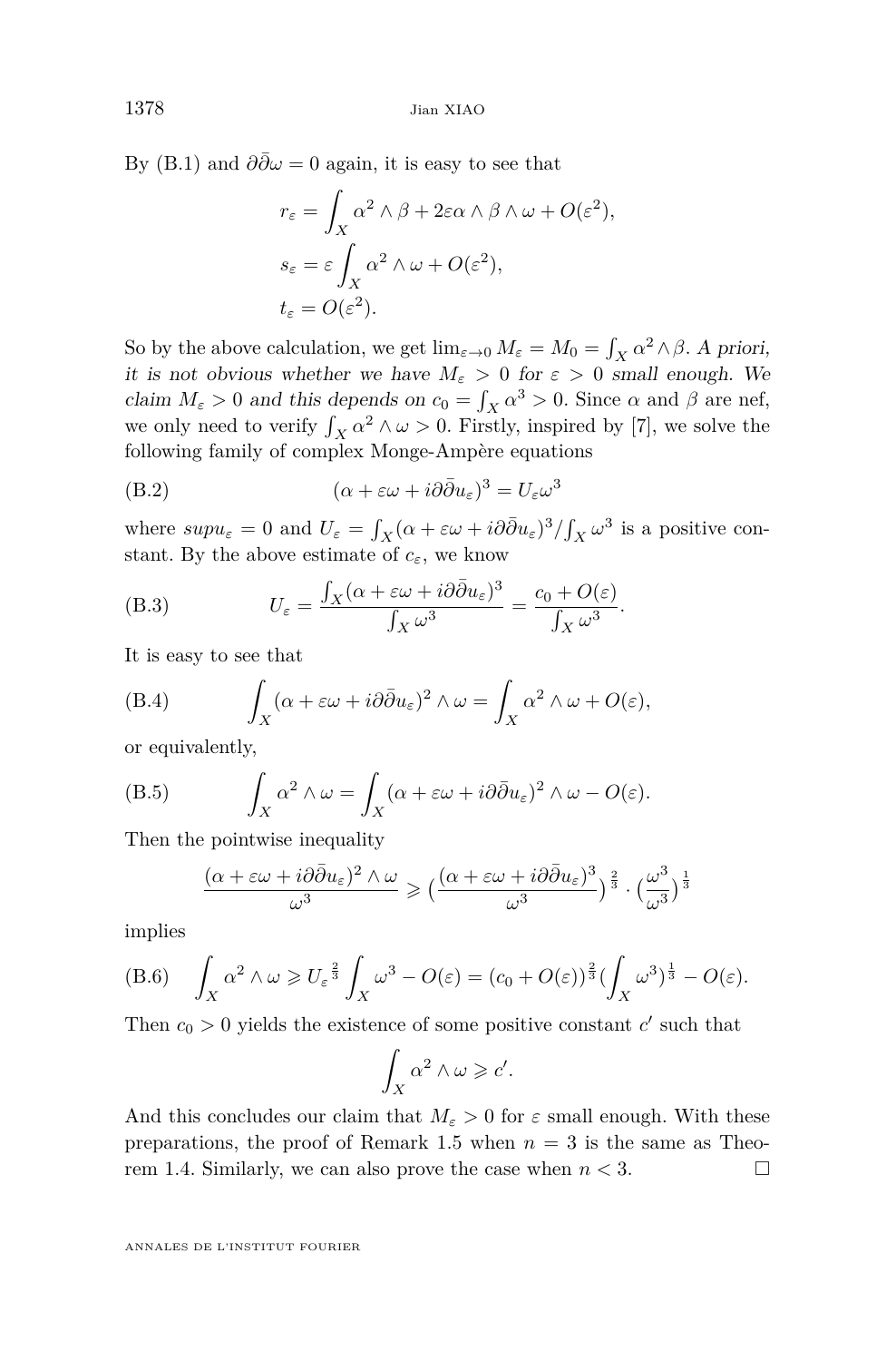By (B.1) and $\partial\bar{\partial}\omega = 0$ again, it is easy to see that

$$r_\varepsilon = \int_X \alpha^2 \wedge \beta + 2\varepsilon\alpha \wedge \beta \wedge \omega + O(\varepsilon^2),$$
$$s_\varepsilon = \varepsilon \int_X \alpha^2 \wedge \omega + O(\varepsilon^2),$$
$$t_\varepsilon = O(\varepsilon^2).$$

So by the above calculation, we get $\lim_{\varepsilon \to 0} M_\varepsilon = M_0 = \int_X \alpha^2 \wedge \beta$. *A priori, it is not obvious whether we have $M_\varepsilon > 0$ for $\varepsilon > 0$ small enough. We claim $M_\varepsilon > 0$ and this depends on $c_0 = \int_X \alpha^3 > 0$.* Since $\alpha$ and $\beta$ are nef, we only need to verify $\int_X \alpha^2 \wedge \omega > 0$. Firstly, inspired by [7], we solve the following family of complex Monge-Ampère equations

$$(\alpha + \varepsilon\omega + i\partial\bar{\partial}u_\varepsilon)^3 = U_\varepsilon \omega^3 \tag{B.2}$$

where $sup u_\varepsilon = 0$ and $U_\varepsilon = \int_X (\alpha + \varepsilon\omega + i\partial\bar{\partial}u_\varepsilon)^3 / \int_X \omega^3$ is a positive constant. By the above estimate of $c_\varepsilon$, we know

$$U_\varepsilon = \frac{\int_X (\alpha + \varepsilon\omega + i\partial\bar{\partial}u_\varepsilon)^3}{\int_X \omega^3} = \frac{c_0 + O(\varepsilon)}{\int_X \omega^3}. \tag{B.3}$$

It is easy to see that

$$\int_X (\alpha + \varepsilon\omega + i\partial\bar{\partial}u_\varepsilon)^2 \wedge \omega = \int_X \alpha^2 \wedge \omega + O(\varepsilon), \tag{B.4}$$

or equivalently,

$$\int_X \alpha^2 \wedge \omega = \int_X (\alpha + \varepsilon\omega + i\partial\bar{\partial}u_\varepsilon)^2 \wedge \omega - O(\varepsilon). \tag{B.5}$$

Then the pointwise inequality

$$\frac{(\alpha + \varepsilon\omega + i\partial\bar{\partial}u_\varepsilon)^2 \wedge \omega}{\omega^3} \geqslant \big(\frac{(\alpha + \varepsilon\omega + i\partial\bar{\partial}u_\varepsilon)^3}{\omega^3}\big)^{\frac{2}{3}} \cdot \big(\frac{\omega^3}{\omega^3}\big)^{\frac{1}{3}}$$

implies

$$\int_X \alpha^2 \wedge \omega \geqslant U_\varepsilon^{\frac{2}{3}} \int_X \omega^3 - O(\varepsilon) = (c_0 + O(\varepsilon))^{\frac{2}{3}} (\int_X \omega^3)^{\frac{1}{3}} - O(\varepsilon). \tag{B.6}$$

Then $c_0 > 0$ yields the existence of some positive constant $c'$ such that

$$\int_X \alpha^2 \wedge \omega \geqslant c'.$$

And this concludes our claim that $M_\varepsilon > 0$ for $\varepsilon$ small enough. With these preparations, the proof of Remark 1.5 when $n = 3$ is the same as Theorem 1.4. Similarly, we can also prove the case when $n < 3$. □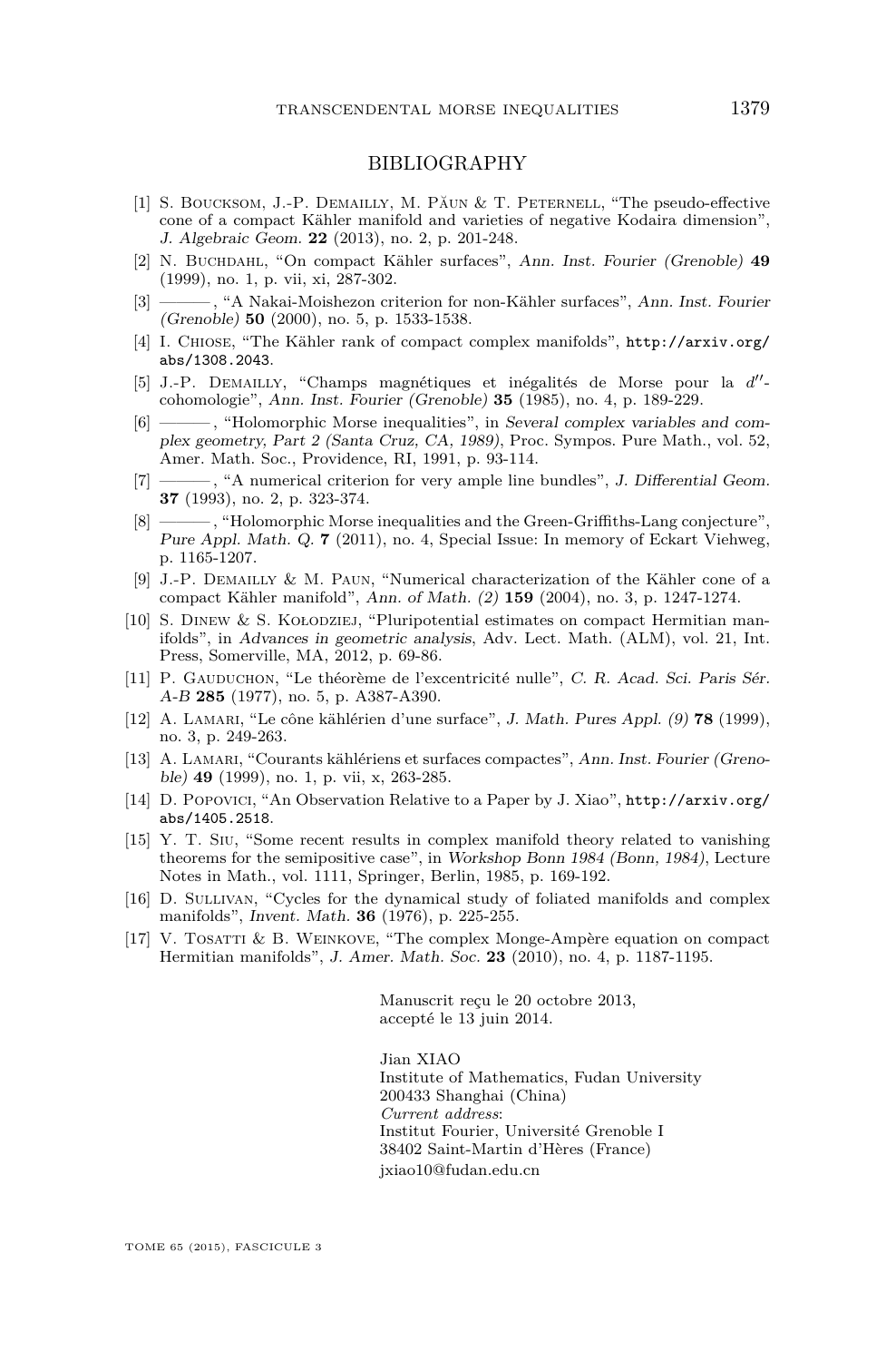## BIBLIOGRAPHY

[1] S. Boucksom, J.-P. Demailly, M. Păun & T. Peternell, “The pseudo-effective cone of a compact Kähler manifold and varieties of negative Kodaira dimension”, *J. Algebraic Geom.* **22** (2013), no. 2, p. 201-248.

[2] N. Buchdahl, “On compact Kähler surfaces”, *Ann. Inst. Fourier (Grenoble)* **49** (1999), no. 1, p. vii, xi, 287-302.

[3] ———, “A Nakai-Moishezon criterion for non-Kähler surfaces”, *Ann. Inst. Fourier (Grenoble)* **50** (2000), no. 5, p. 1533-1538.

[4] I. Chiose, “The Kähler rank of compact complex manifolds”, http://arxiv.org/abs/1308.2043.

[5] J.-P. Demailly, “Champs magnétiques et inégalités de Morse pour la $d''$-cohomologie”, *Ann. Inst. Fourier (Grenoble)* **35** (1985), no. 4, p. 189-229.

[6] ———, “Holomorphic Morse inequalities”, in *Several complex variables and complex geometry, Part 2 (Santa Cruz, CA, 1989)*, Proc. Sympos. Pure Math., vol. 52, Amer. Math. Soc., Providence, RI, 1991, p. 93-114.

[7] ———, “A numerical criterion for very ample line bundles”, *J. Differential Geom.* **37** (1993), no. 2, p. 323-374.

[8] ———, “Holomorphic Morse inequalities and the Green-Griffiths-Lang conjecture”, *Pure Appl. Math. Q.* **7** (2011), no. 4, Special Issue: In memory of Eckart Viehweg, p. 1165-1207.

[9] J.-P. Demailly & M. Paun, “Numerical characterization of the Kähler cone of a compact Kähler manifold”, *Ann. of Math. (2)* **159** (2004), no. 3, p. 1247-1274.

[10] S. Dinew & S. Kołodziej, “Pluripotential estimates on compact Hermitian manifolds”, in *Advances in geometric analysis*, Adv. Lect. Math. (ALM), vol. 21, Int. Press, Somerville, MA, 2012, p. 69-86.

[11] P. Gauduchon, “Le théorème de l’excentricité nulle”, *C. R. Acad. Sci. Paris Sér. A-B* **285** (1977), no. 5, p. A387-A390.

[12] A. Lamari, “Le cône kählérien d’une surface”, *J. Math. Pures Appl. (9)* **78** (1999), no. 3, p. 249-263.

[13] A. Lamari, “Courants kählériens et surfaces compactes”, *Ann. Inst. Fourier (Grenoble)* **49** (1999), no. 1, p. vii, x, 263-285.

[14] D. Popovici, “An Observation Relative to a Paper by J. Xiao”, http://arxiv.org/abs/1405.2518.

[15] Y. T. Siu, “Some recent results in complex manifold theory related to vanishing theorems for the semipositive case”, in *Workshop Bonn 1984 (Bonn, 1984)*, Lecture Notes in Math., vol. 1111, Springer, Berlin, 1985, p. 169-192.

[16] D. Sullivan, “Cycles for the dynamical study of foliated manifolds and complex manifolds”, *Invent. Math.* **36** (1976), p. 225-255.

[17] V. Tosatti & B. Weinkove, “The complex Monge-Ampère equation on compact Hermitian manifolds”, *J. Amer. Math. Soc.* **23** (2010), no. 4, p. 1187-1195.

Manuscrit reçu le 20 octobre 2013,
accepté le 13 juin 2014.

Jian XIAO
Institute of Mathematics, Fudan University
200433 Shanghai (China)
*Current address*:
Institut Fourier, Université Grenoble I
38402 Saint-Martin d’Hères (France)
jxiao10@fudan.edu.cn